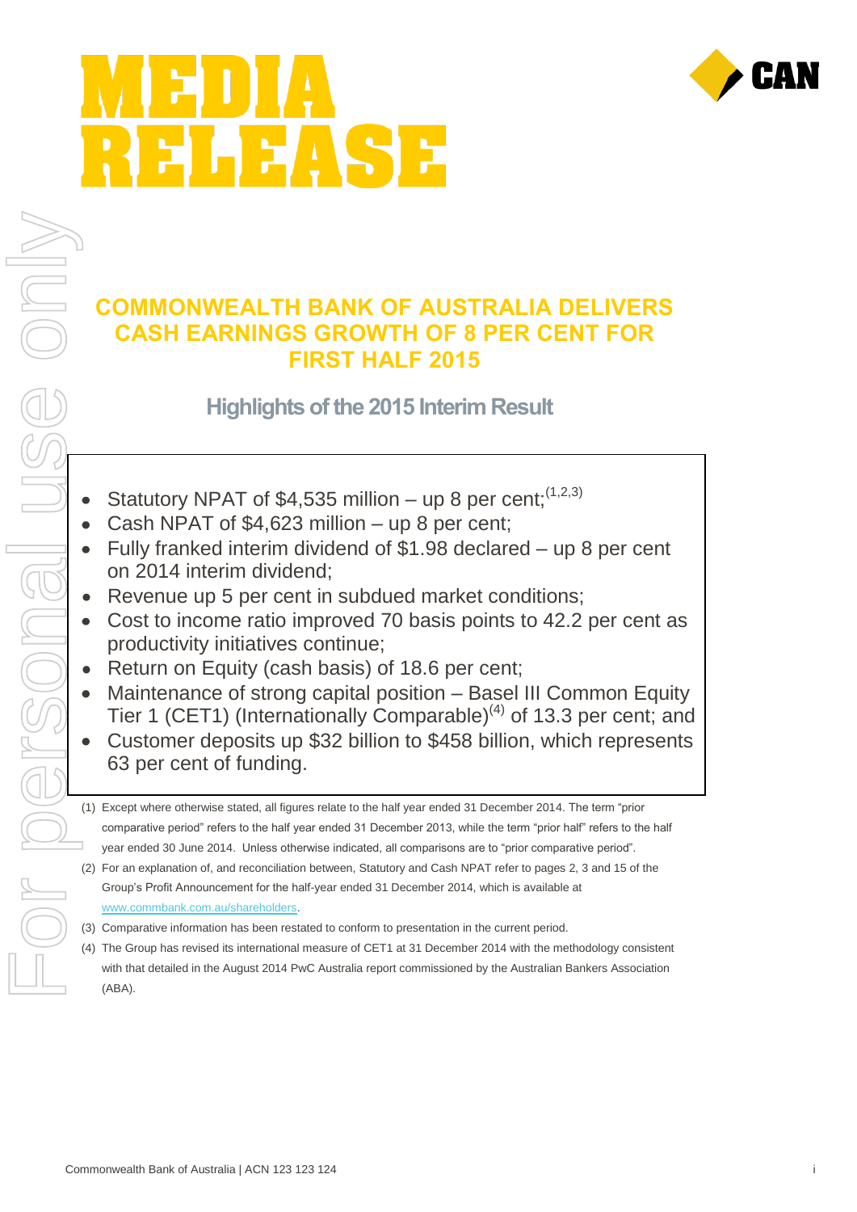# MEDIA RELEASE

## COMMONWEALTH BANK OF AUSTRALIA DELIVERS CASH EARNINGS GROWTH OF 8 PER CENT FOR FIRST HALF 2015

### Highlights of the 2015 Interim Result

- Statutory NPAT of $4,535 million – up 8 per cent;[1,2,3]
- Cash NPAT of $4,623 million – up 8 per cent;
- Fully franked interim dividend of $1.98 declared – up 8 per cent on 2014 interim dividend;
- Revenue up 5 per cent in subdued market conditions;
- Cost to income ratio improved 70 basis points to 42.2 per cent as productivity initiatives continue;
- Return on Equity (cash basis) of 18.6 per cent;
- Maintenance of strong capital position – Basel III Common Equity Tier 1 (CET1) (Internationally Comparable)[4] of 13.3 per cent; and
- Customer deposits up $32 billion to $458 billion, which represents 63 per cent of funding.

(1) Except where otherwise stated, all figures relate to the half year ended 31 December 2014. The term "prior comparative period" refers to the half year ended 31 December 2013, while the term "prior half" refers to the half year ended 30 June 2014. Unless otherwise indicated, all comparisons are to "prior comparative period".

(2) For an explanation of, and reconciliation between, Statutory and Cash NPAT refer to pages 2, 3 and 15 of the Group's Profit Announcement for the half-year ended 31 December 2014, which is available at www.commbank.com.au/shareholders.

(3) Comparative information has been restated to conform to presentation in the current period.

(4) The Group has revised its international measure of CET1 at 31 December 2014 with the methodology consistent with that detailed in the August 2014 PwC Australia report commissioned by the Australian Bankers Association (ABA).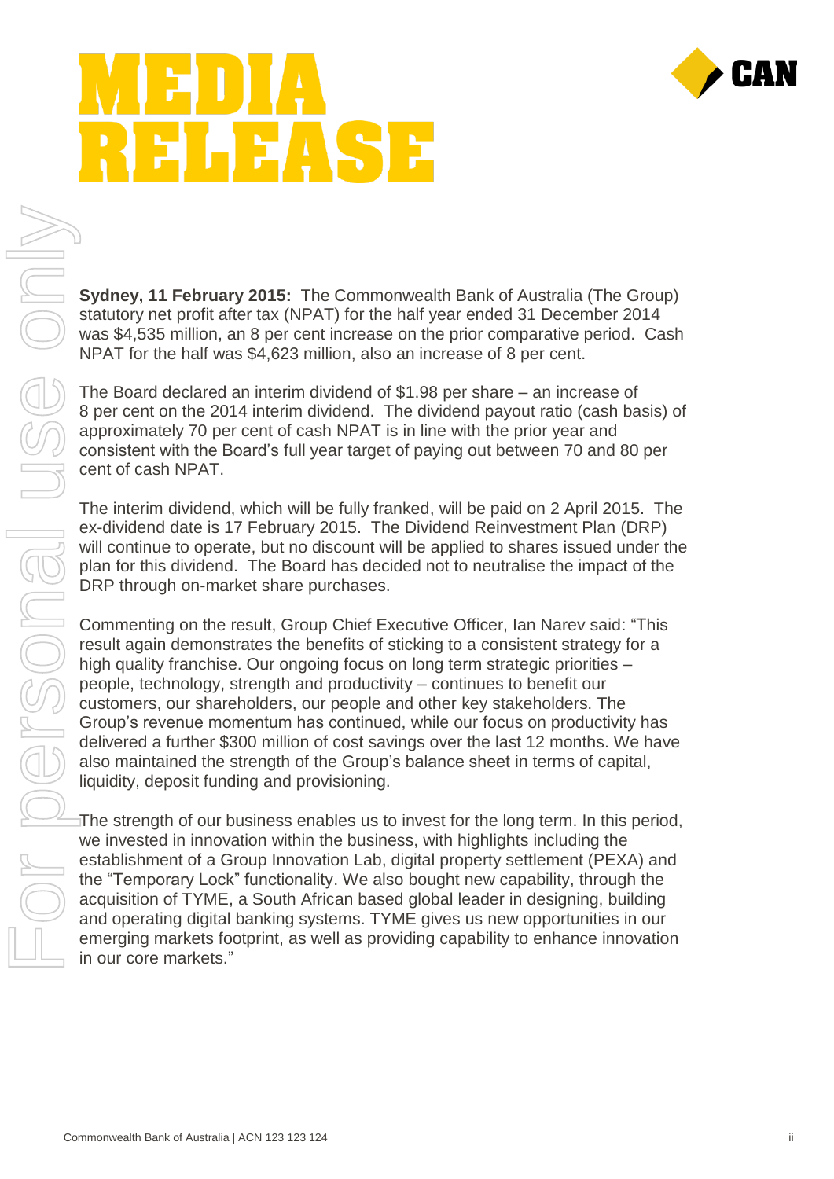# MEDIA RELEASE

**Sydney, 11 February 2015:** The Commonwealth Bank of Australia (The Group) statutory net profit after tax (NPAT) for the half year ended 31 December 2014 was $4,535 million, an 8 per cent increase on the prior comparative period. Cash NPAT for the half was $4,623 million, also an increase of 8 per cent.

The Board declared an interim dividend of $1.98 per share – an increase of 8 per cent on the 2014 interim dividend. The dividend payout ratio (cash basis) of approximately 70 per cent of cash NPAT is in line with the prior year and consistent with the Board's full year target of paying out between 70 and 80 per cent of cash NPAT.

The interim dividend, which will be fully franked, will be paid on 2 April 2015. The ex-dividend date is 17 February 2015. The Dividend Reinvestment Plan (DRP) will continue to operate, but no discount will be applied to shares issued under the plan for this dividend. The Board has decided not to neutralise the impact of the DRP through on-market share purchases.

Commenting on the result, Group Chief Executive Officer, Ian Narev said: "This result again demonstrates the benefits of sticking to a consistent strategy for a high quality franchise. Our ongoing focus on long term strategic priorities – people, technology, strength and productivity – continues to benefit our customers, our shareholders, our people and other key stakeholders. The Group's revenue momentum has continued, while our focus on productivity has delivered a further $300 million of cost savings over the last 12 months. We have also maintained the strength of the Group's balance sheet in terms of capital, liquidity, deposit funding and provisioning.

The strength of our business enables us to invest for the long term. In this period, we invested in innovation within the business, with highlights including the establishment of a Group Innovation Lab, digital property settlement (PEXA) and the "Temporary Lock" functionality. We also bought new capability, through the acquisition of TYME, a South African based global leader in designing, building and operating digital banking systems. TYME gives us new opportunities in our emerging markets footprint, as well as providing capability to enhance innovation in our core markets."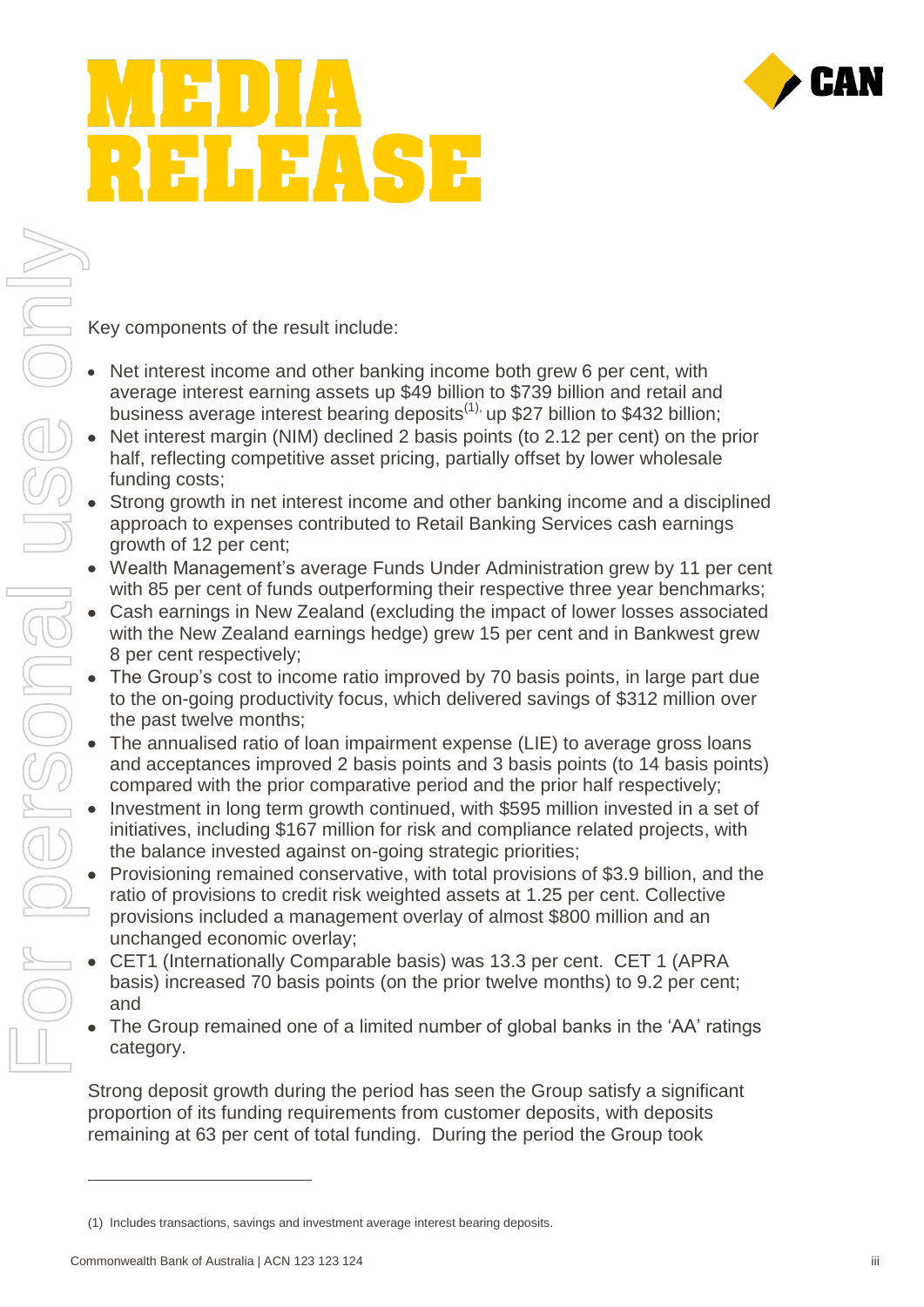# MEDIA RELEASE

Key components of the result include:

- Net interest income and other banking income both grew 6 per cent, with average interest earning assets up $49 billion to $739 billion and retail and business average interest bearing deposits[(1)], up $27 billion to $432 billion;
- Net interest margin (NIM) declined 2 basis points (to 2.12 per cent) on the prior half, reflecting competitive asset pricing, partially offset by lower wholesale funding costs;
- Strong growth in net interest income and other banking income and a disciplined approach to expenses contributed to Retail Banking Services cash earnings growth of 12 per cent;
- Wealth Management's average Funds Under Administration grew by 11 per cent with 85 per cent of funds outperforming their respective three year benchmarks;
- Cash earnings in New Zealand (excluding the impact of lower losses associated with the New Zealand earnings hedge) grew 15 per cent and in Bankwest grew 8 per cent respectively;
- The Group's cost to income ratio improved by 70 basis points, in large part due to the on-going productivity focus, which delivered savings of $312 million over the past twelve months;
- The annualised ratio of loan impairment expense (LIE) to average gross loans and acceptances improved 2 basis points and 3 basis points (to 14 basis points) compared with the prior comparative period and the prior half respectively;
- Investment in long term growth continued, with $595 million invested in a set of initiatives, including $167 million for risk and compliance related projects, with the balance invested against on-going strategic priorities;
- Provisioning remained conservative, with total provisions of $3.9 billion, and the ratio of provisions to credit risk weighted assets at 1.25 per cent. Collective provisions included a management overlay of almost $800 million and an unchanged economic overlay;
- CET1 (Internationally Comparable basis) was 13.3 per cent. CET 1 (APRA basis) increased 70 basis points (on the prior twelve months) to 9.2 per cent; and
- The Group remained one of a limited number of global banks in the 'AA' ratings category.

Strong deposit growth during the period has seen the Group satisfy a significant proportion of its funding requirements from customer deposits, with deposits remaining at 63 per cent of total funding. During the period the Group took

(1) Includes transactions, savings and investment average interest bearing deposits.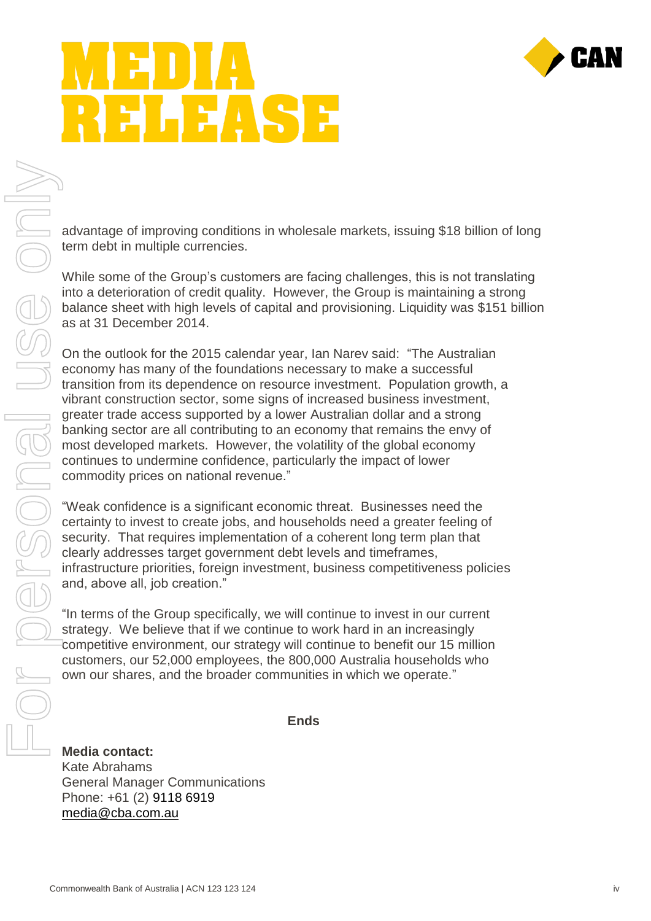# MEDIA RELEASE

advantage of improving conditions in wholesale markets, issuing $18 billion of long term debt in multiple currencies.

While some of the Group's customers are facing challenges, this is not translating into a deterioration of credit quality. However, the Group is maintaining a strong balance sheet with high levels of capital and provisioning. Liquidity was $151 billion as at 31 December 2014.

On the outlook for the 2015 calendar year, Ian Narev said: "The Australian economy has many of the foundations necessary to make a successful transition from its dependence on resource investment. Population growth, a vibrant construction sector, some signs of increased business investment, greater trade access supported by a lower Australian dollar and a strong banking sector are all contributing to an economy that remains the envy of most developed markets. However, the volatility of the global economy continues to undermine confidence, particularly the impact of lower commodity prices on national revenue."

"Weak confidence is a significant economic threat. Businesses need the certainty to invest to create jobs, and households need a greater feeling of security. That requires implementation of a coherent long term plan that clearly addresses target government debt levels and timeframes, infrastructure priorities, foreign investment, business competitiveness policies and, above all, job creation."

"In terms of the Group specifically, we will continue to invest in our current strategy. We believe that if we continue to work hard in an increasingly competitive environment, our strategy will continue to benefit our 15 million customers, our 52,000 employees, the 800,000 Australia households who own our shares, and the broader communities in which we operate."

**Ends**

**Media contact:**
Kate Abrahams
General Manager Communications
Phone: +61 (2) 9118 6919
media@cba.com.au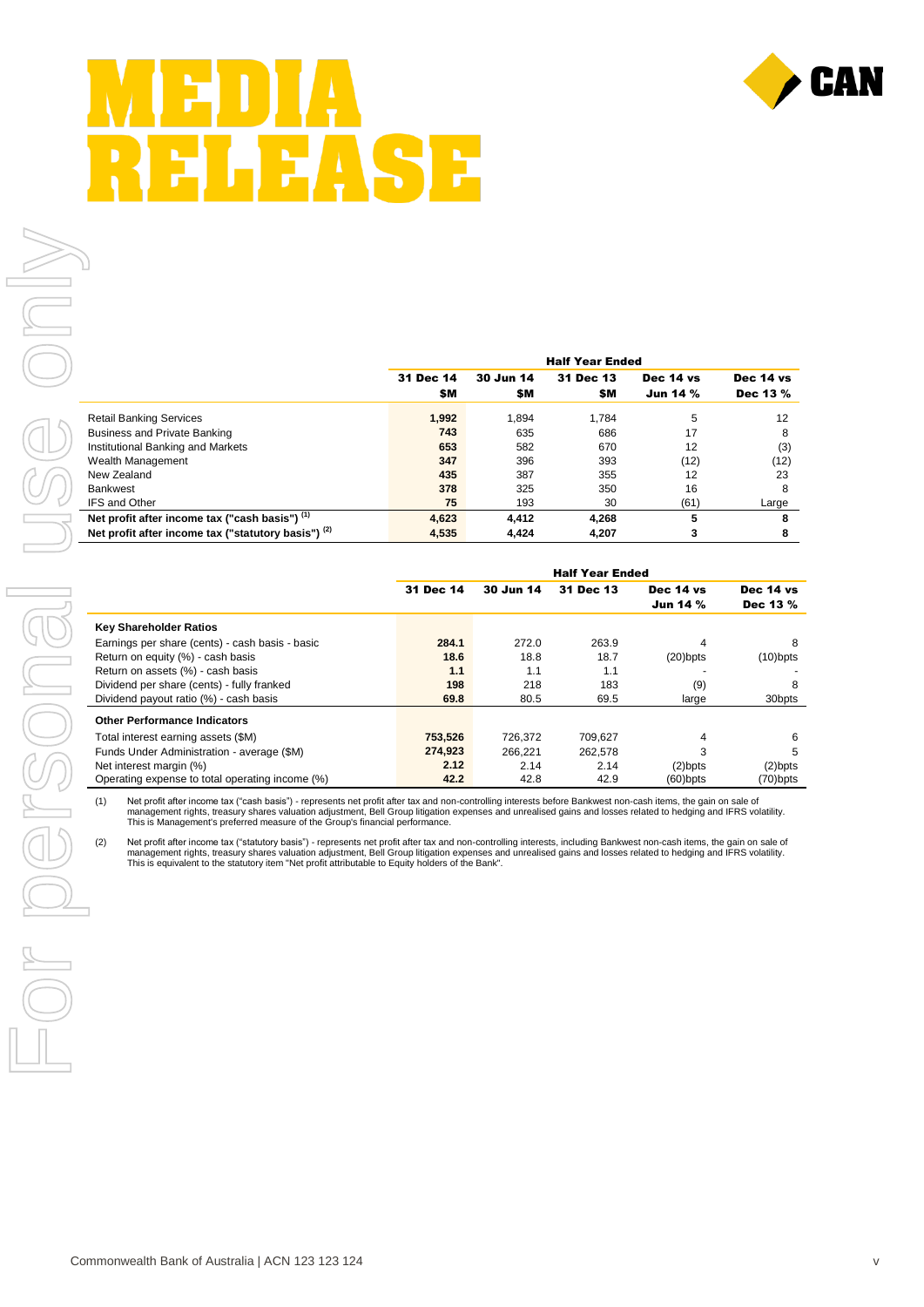# MEDIA RELEASE

| | Half Year Ended | | | | |
|---|---|---|---|---|---|
| | 31 Dec 14 $M | 30 Jun 14 $M | 31 Dec 13 $M | Dec 14 vs Jun 14 % | Dec 14 vs Dec 13 % |
| Retail Banking Services | **1,992** | 1,894 | 1,784 | 5 | 12 |
| Business and Private Banking | **743** | 635 | 686 | 17 | 8 |
| Institutional Banking and Markets | **653** | 582 | 670 | 12 | (3) |
| Wealth Management | **347** | 396 | 393 | (12) | (12) |
| New Zealand | **435** | 387 | 355 | 12 | 23 |
| Bankwest | **378** | 325 | 350 | 16 | 8 |
| IFS and Other | **75** | 193 | 30 | (61) | Large |
| **Net profit after income tax ("cash basis")** [1] | **4,623** | **4,412** | **4,268** | **5** | **8** |
| **Net profit after income tax ("statutory basis")** [2] | **4,535** | **4,424** | **4,207** | **3** | **8** |

| | Half Year Ended | | | | |
|---|---|---|---|---|---|
| | 31 Dec 14 | 30 Jun 14 | 31 Dec 13 | Dec 14 vs Jun 14 % | Dec 14 vs Dec 13 % |
| **Key Shareholder Ratios** | | | | | |
| Earnings per share (cents) - cash basis - basic | **284.1** | 272.0 | 263.9 | 4 | 8 |
| Return on equity (%) - cash basis | **18.6** | 18.8 | 18.7 | (20)bpts | (10)bpts |
| Return on assets (%) - cash basis | **1.1** | 1.1 | 1.1 | - | - |
| Dividend per share (cents) - fully franked | **198** | 218 | 183 | (9) | 8 |
| Dividend payout ratio (%) - cash basis | **69.8** | 80.5 | 69.5 | large | 30bpts |
| **Other Performance Indicators** | | | | | |
| Total interest earning assets ($M) | **753,526** | 726,372 | 709,627 | 4 | 6 |
| Funds Under Administration - average ($M) | **274,923** | 266,221 | 262,578 | 3 | 5 |
| Net interest margin (%) | **2.12** | 2.14 | 2.14 | (2)bpts | (2)bpts |
| Operating expense to total operating income (%) | **42.2** | 42.8 | 42.9 | (60)bpts | (70)bpts |

(1) Net profit after income tax ("cash basis") - represents net profit after tax and non-controlling interests before Bankwest non-cash items, the gain on sale of management rights, treasury shares valuation adjustment, Bell Group litigation expenses and unrealised gains and losses related to hedging and IFRS volatility. This is Management's preferred measure of the Group's financial performance.

(2) Net profit after income tax ("statutory basis") - represents net profit after tax and non-controlling interests, including Bankwest non-cash items, the gain on sale of management rights, treasury shares valuation adjustment, Bell Group litigation expenses and unrealised gains and losses related to hedging and IFRS volatility. This is equivalent to the statutory item "Net profit attributable to Equity holders of the Bank".

Commonwealth Bank of Australia | ACN 123 123 124